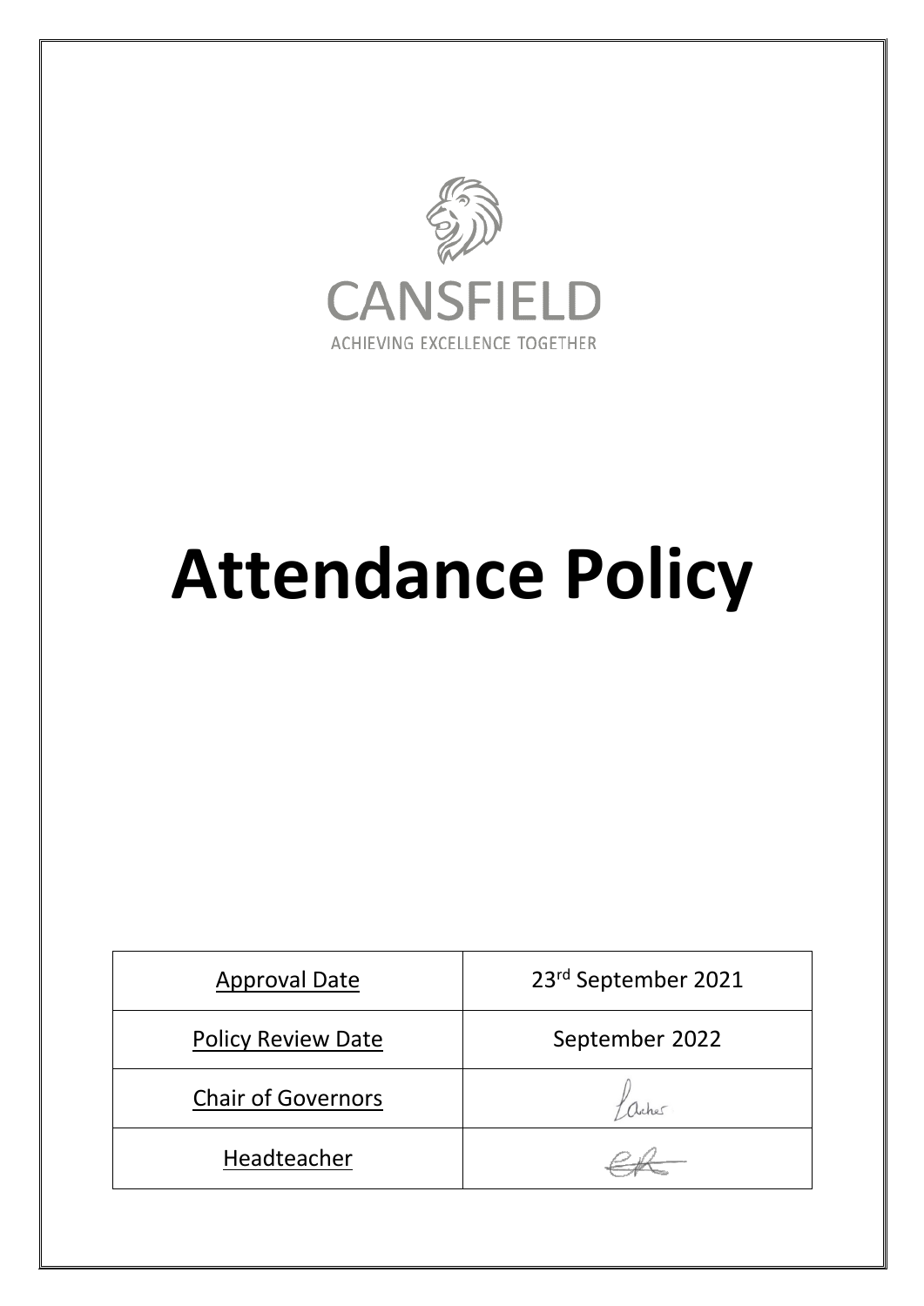CANSFIELD

ACHIEVING EXCELLENCE TOGETHER

# Attendance Policy

| Approval Date | 23rd September 2021 |
|---|---|
| Policy Review Date | September 2022 |
| Chair of Governors | |
| Headteacher | |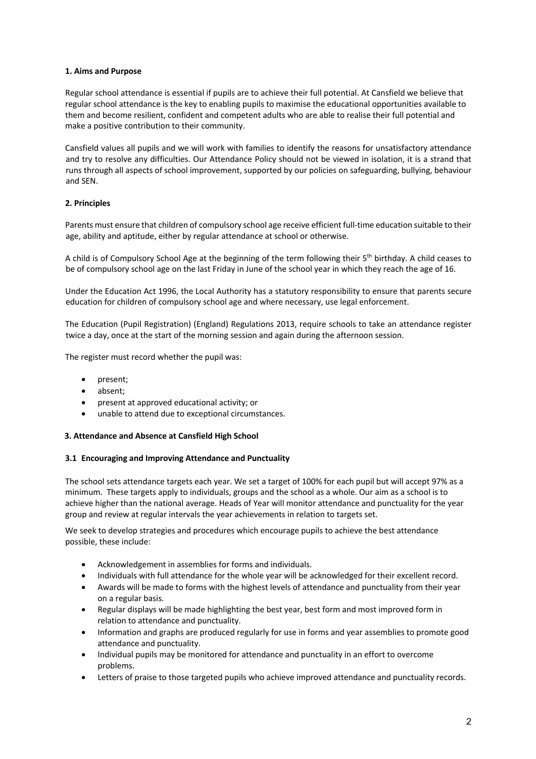**1. Aims and Purpose**

Regular school attendance is essential if pupils are to achieve their full potential. At Cansfield we believe that regular school attendance is the key to enabling pupils to maximise the educational opportunities available to them and become resilient, confident and competent adults who are able to realise their full potential and make a positive contribution to their community.

Cansfield values all pupils and we will work with families to identify the reasons for unsatisfactory attendance and try to resolve any difficulties. Our Attendance Policy should not be viewed in isolation, it is a strand that runs through all aspects of school improvement, supported by our policies on safeguarding, bullying, behaviour and SEN.

**2. Principles**

Parents must ensure that children of compulsory school age receive efficient full-time education suitable to their age, ability and aptitude, either by regular attendance at school or otherwise.

A child is of Compulsory School Age at the beginning of the term following their 5th birthday. A child ceases to be of compulsory school age on the last Friday in June of the school year in which they reach the age of 16.

Under the Education Act 1996, the Local Authority has a statutory responsibility to ensure that parents secure education for children of compulsory school age and where necessary, use legal enforcement.

The Education (Pupil Registration) (England) Regulations 2013, require schools to take an attendance register twice a day, once at the start of the morning session and again during the afternoon session.

The register must record whether the pupil was:

- present;
- absent;
- present at approved educational activity; or
- unable to attend due to exceptional circumstances.

**3. Attendance and Absence at Cansfield High School**

**3.1 Encouraging and Improving Attendance and Punctuality**

The school sets attendance targets each year. We set a target of 100% for each pupil but will accept 97% as a minimum. These targets apply to individuals, groups and the school as a whole. Our aim as a school is to achieve higher than the national average. Heads of Year will monitor attendance and punctuality for the year group and review at regular intervals the year achievements in relation to targets set.

We seek to develop strategies and procedures which encourage pupils to achieve the best attendance possible, these include:

- Acknowledgement in assemblies for forms and individuals.
- Individuals with full attendance for the whole year will be acknowledged for their excellent record.
- Awards will be made to forms with the highest levels of attendance and punctuality from their year on a regular basis.
- Regular displays will be made highlighting the best year, best form and most improved form in relation to attendance and punctuality.
- Information and graphs are produced regularly for use in forms and year assemblies to promote good attendance and punctuality.
- Individual pupils may be monitored for attendance and punctuality in an effort to overcome problems.
- Letters of praise to those targeted pupils who achieve improved attendance and punctuality records.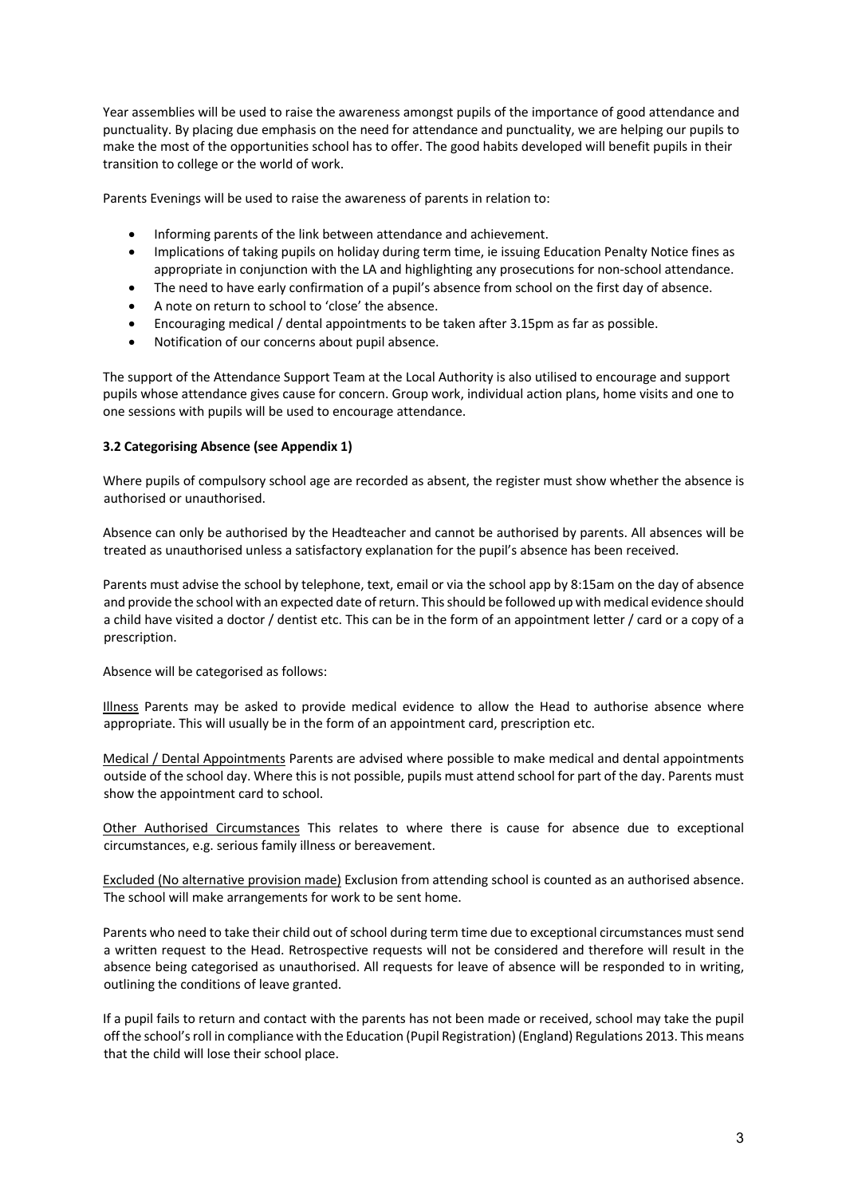Year assemblies will be used to raise the awareness amongst pupils of the importance of good attendance and punctuality. By placing due emphasis on the need for attendance and punctuality, we are helping our pupils to make the most of the opportunities school has to offer. The good habits developed will benefit pupils in their transition to college or the world of work.

Parents Evenings will be used to raise the awareness of parents in relation to:

- Informing parents of the link between attendance and achievement.
- Implications of taking pupils on holiday during term time, ie issuing Education Penalty Notice fines as appropriate in conjunction with the LA and highlighting any prosecutions for non-school attendance.
- The need to have early confirmation of a pupil's absence from school on the first day of absence.
- A note on return to school to 'close' the absence.
- Encouraging medical / dental appointments to be taken after 3.15pm as far as possible.
- Notification of our concerns about pupil absence.

The support of the Attendance Support Team at the Local Authority is also utilised to encourage and support pupils whose attendance gives cause for concern. Group work, individual action plans, home visits and one to one sessions with pupils will be used to encourage attendance.

**3.2 Categorising Absence (see Appendix 1)**

Where pupils of compulsory school age are recorded as absent, the register must show whether the absence is authorised or unauthorised.

Absence can only be authorised by the Headteacher and cannot be authorised by parents. All absences will be treated as unauthorised unless a satisfactory explanation for the pupil's absence has been received.

Parents must advise the school by telephone, text, email or via the school app by 8:15am on the day of absence and provide the school with an expected date of return. This should be followed up with medical evidence should a child have visited a doctor / dentist etc. This can be in the form of an appointment letter / card or a copy of a prescription.

Absence will be categorised as follows:

<u>Illness</u> Parents may be asked to provide medical evidence to allow the Head to authorise absence where appropriate. This will usually be in the form of an appointment card, prescription etc.

<u>Medical / Dental Appointments</u> Parents are advised where possible to make medical and dental appointments outside of the school day. Where this is not possible, pupils must attend school for part of the day. Parents must show the appointment card to school.

<u>Other Authorised Circumstances</u> This relates to where there is cause for absence due to exceptional circumstances, e.g. serious family illness or bereavement.

<u>Excluded (No alternative provision made)</u> Exclusion from attending school is counted as an authorised absence. The school will make arrangements for work to be sent home.

Parents who need to take their child out of school during term time due to exceptional circumstances must send a written request to the Head. Retrospective requests will not be considered and therefore will result in the absence being categorised as unauthorised. All requests for leave of absence will be responded to in writing, outlining the conditions of leave granted.

If a pupil fails to return and contact with the parents has not been made or received, school may take the pupil off the school's roll in compliance with the Education (Pupil Registration) (England) Regulations 2013. This means that the child will lose their school place.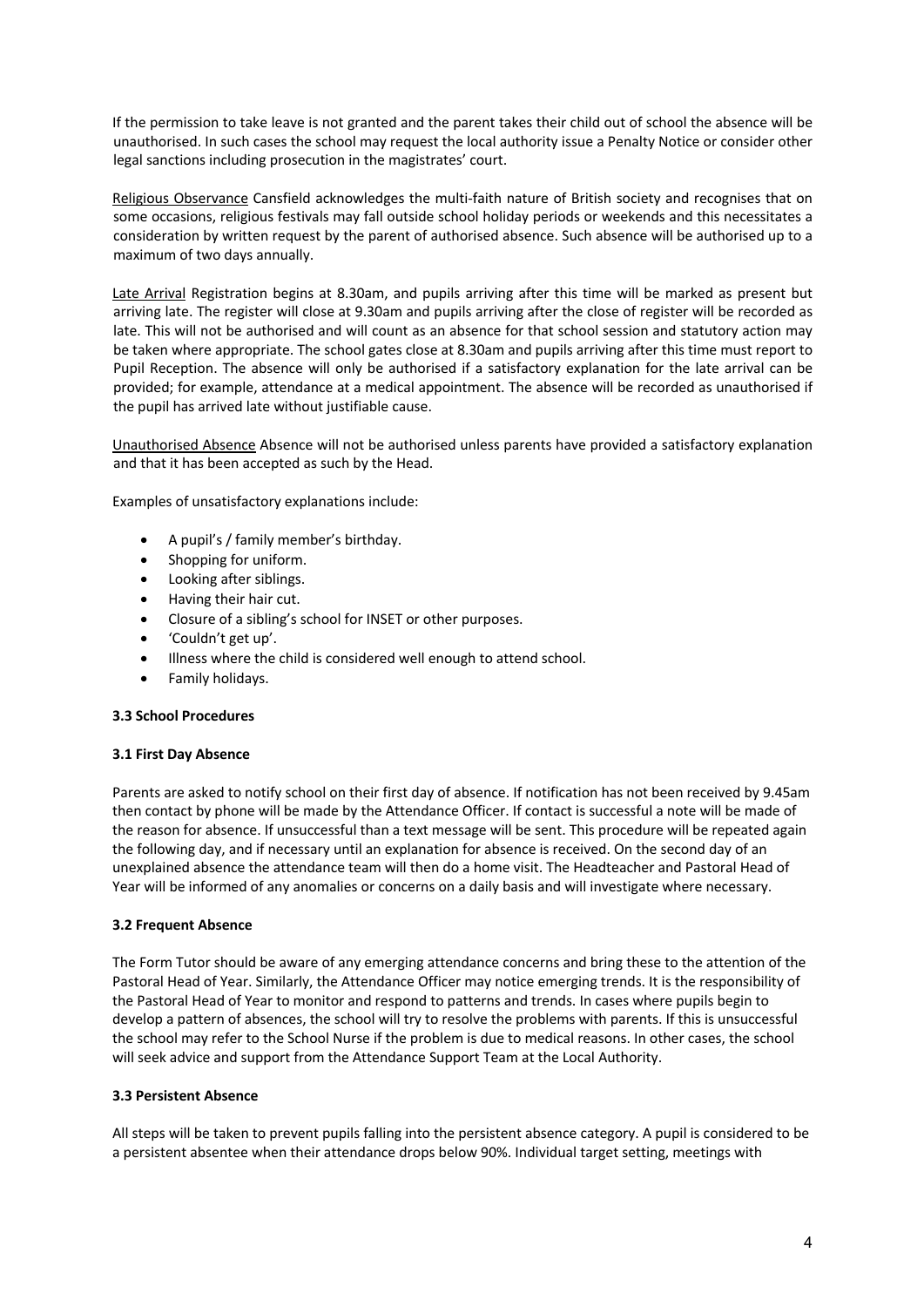If the permission to take leave is not granted and the parent takes their child out of school the absence will be unauthorised. In such cases the school may request the local authority issue a Penalty Notice or consider other legal sanctions including prosecution in the magistrates' court.

Religious Observance Cansfield acknowledges the multi-faith nature of British society and recognises that on some occasions, religious festivals may fall outside school holiday periods or weekends and this necessitates a consideration by written request by the parent of authorised absence. Such absence will be authorised up to a maximum of two days annually.

Late Arrival Registration begins at 8.30am, and pupils arriving after this time will be marked as present but arriving late. The register will close at 9.30am and pupils arriving after the close of register will be recorded as late. This will not be authorised and will count as an absence for that school session and statutory action may be taken where appropriate. The school gates close at 8.30am and pupils arriving after this time must report to Pupil Reception. The absence will only be authorised if a satisfactory explanation for the late arrival can be provided; for example, attendance at a medical appointment. The absence will be recorded as unauthorised if the pupil has arrived late without justifiable cause.

Unauthorised Absence Absence will not be authorised unless parents have provided a satisfactory explanation and that it has been accepted as such by the Head.

Examples of unsatisfactory explanations include:

- A pupil's / family member's birthday.
- Shopping for uniform.
- Looking after siblings.
- Having their hair cut.
- Closure of a sibling's school for INSET or other purposes.
- 'Couldn't get up'.
- Illness where the child is considered well enough to attend school.
- Family holidays.

**3.3 School Procedures**

**3.1 First Day Absence**

Parents are asked to notify school on their first day of absence. If notification has not been received by 9.45am then contact by phone will be made by the Attendance Officer. If contact is successful a note will be made of the reason for absence. If unsuccessful than a text message will be sent. This procedure will be repeated again the following day, and if necessary until an explanation for absence is received. On the second day of an unexplained absence the attendance team will then do a home visit. The Headteacher and Pastoral Head of Year will be informed of any anomalies or concerns on a daily basis and will investigate where necessary.

**3.2 Frequent Absence**

The Form Tutor should be aware of any emerging attendance concerns and bring these to the attention of the Pastoral Head of Year. Similarly, the Attendance Officer may notice emerging trends. It is the responsibility of the Pastoral Head of Year to monitor and respond to patterns and trends. In cases where pupils begin to develop a pattern of absences, the school will try to resolve the problems with parents. If this is unsuccessful the school may refer to the School Nurse if the problem is due to medical reasons. In other cases, the school will seek advice and support from the Attendance Support Team at the Local Authority.

**3.3 Persistent Absence**

All steps will be taken to prevent pupils falling into the persistent absence category. A pupil is considered to be a persistent absentee when their attendance drops below 90%. Individual target setting, meetings with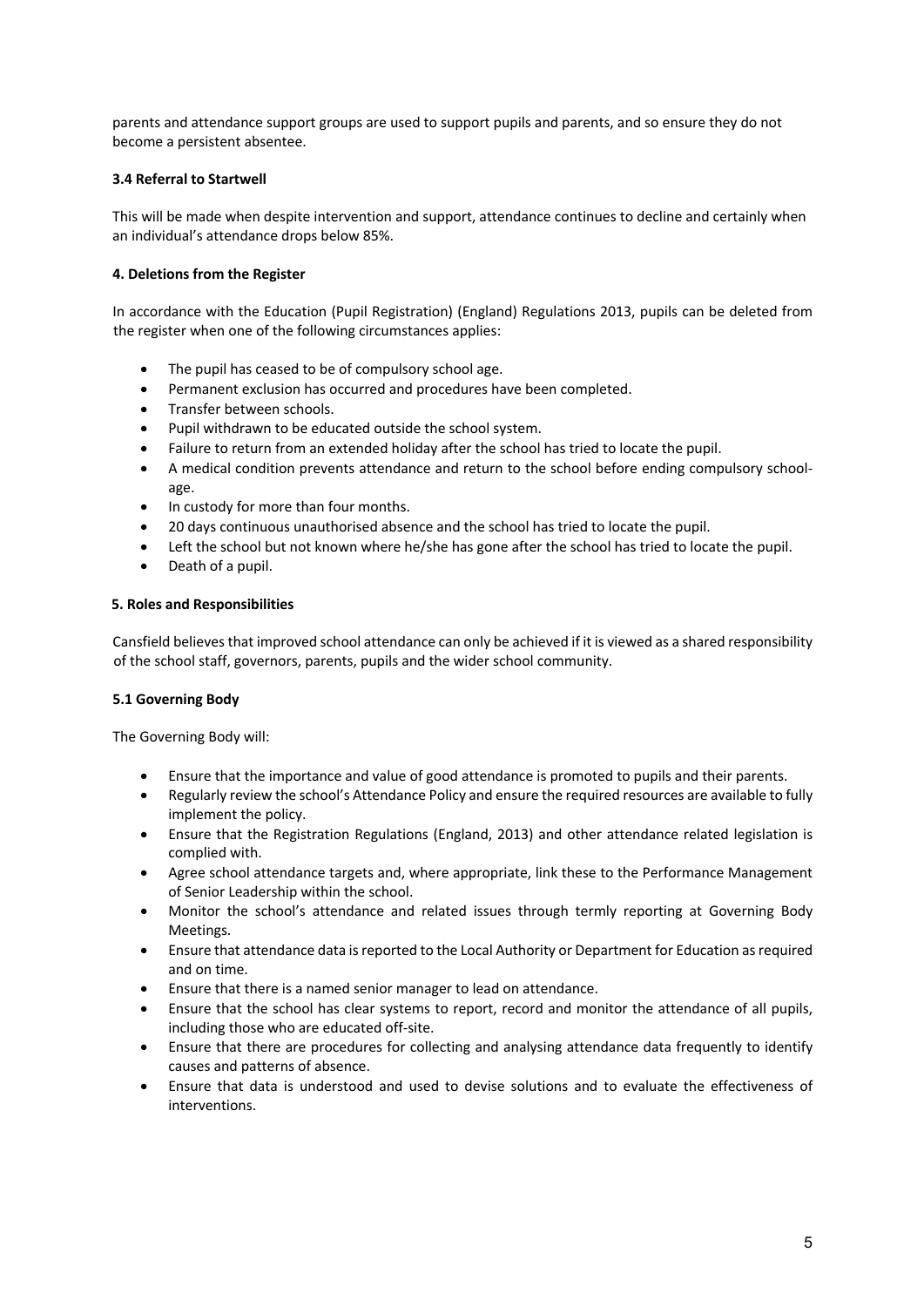parents and attendance support groups are used to support pupils and parents, and so ensure they do not become a persistent absentee.

### 3.4 Referral to Startwell

This will be made when despite intervention and support, attendance continues to decline and certainly when an individual's attendance drops below 85%.

## 4. Deletions from the Register

In accordance with the Education (Pupil Registration) (England) Regulations 2013, pupils can be deleted from the register when one of the following circumstances applies:

- The pupil has ceased to be of compulsory school age.
- Permanent exclusion has occurred and procedures have been completed.
- Transfer between schools.
- Pupil withdrawn to be educated outside the school system.
- Failure to return from an extended holiday after the school has tried to locate the pupil.
- A medical condition prevents attendance and return to the school before ending compulsory school-age.
- In custody for more than four months.
- 20 days continuous unauthorised absence and the school has tried to locate the pupil.
- Left the school but not known where he/she has gone after the school has tried to locate the pupil.
- Death of a pupil.

## 5. Roles and Responsibilities

Cansfield believes that improved school attendance can only be achieved if it is viewed as a shared responsibility of the school staff, governors, parents, pupils and the wider school community.

### 5.1 Governing Body

The Governing Body will:

- Ensure that the importance and value of good attendance is promoted to pupils and their parents.
- Regularly review the school's Attendance Policy and ensure the required resources are available to fully implement the policy.
- Ensure that the Registration Regulations (England, 2013) and other attendance related legislation is complied with.
- Agree school attendance targets and, where appropriate, link these to the Performance Management of Senior Leadership within the school.
- Monitor the school's attendance and related issues through termly reporting at Governing Body Meetings.
- Ensure that attendance data is reported to the Local Authority or Department for Education as required and on time.
- Ensure that there is a named senior manager to lead on attendance.
- Ensure that the school has clear systems to report, record and monitor the attendance of all pupils, including those who are educated off-site.
- Ensure that there are procedures for collecting and analysing attendance data frequently to identify causes and patterns of absence.
- Ensure that data is understood and used to devise solutions and to evaluate the effectiveness of interventions.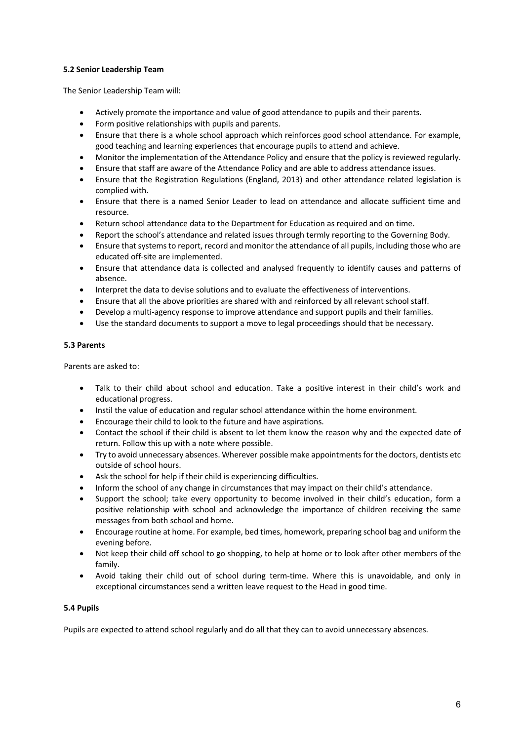### 5.2 Senior Leadership Team

The Senior Leadership Team will:

- Actively promote the importance and value of good attendance to pupils and their parents.
- Form positive relationships with pupils and parents.
- Ensure that there is a whole school approach which reinforces good school attendance. For example, good teaching and learning experiences that encourage pupils to attend and achieve.
- Monitor the implementation of the Attendance Policy and ensure that the policy is reviewed regularly.
- Ensure that staff are aware of the Attendance Policy and are able to address attendance issues.
- Ensure that the Registration Regulations (England, 2013) and other attendance related legislation is complied with.
- Ensure that there is a named Senior Leader to lead on attendance and allocate sufficient time and resource.
- Return school attendance data to the Department for Education as required and on time.
- Report the school's attendance and related issues through termly reporting to the Governing Body.
- Ensure that systems to report, record and monitor the attendance of all pupils, including those who are educated off-site are implemented.
- Ensure that attendance data is collected and analysed frequently to identify causes and patterns of absence.
- Interpret the data to devise solutions and to evaluate the effectiveness of interventions.
- Ensure that all the above priorities are shared with and reinforced by all relevant school staff.
- Develop a multi-agency response to improve attendance and support pupils and their families.
- Use the standard documents to support a move to legal proceedings should that be necessary.

### 5.3 Parents

Parents are asked to:

- Talk to their child about school and education. Take a positive interest in their child's work and educational progress.
- Instil the value of education and regular school attendance within the home environment.
- Encourage their child to look to the future and have aspirations.
- Contact the school if their child is absent to let them know the reason why and the expected date of return. Follow this up with a note where possible.
- Try to avoid unnecessary absences. Wherever possible make appointments for the doctors, dentists etc outside of school hours.
- Ask the school for help if their child is experiencing difficulties.
- Inform the school of any change in circumstances that may impact on their child's attendance.
- Support the school; take every opportunity to become involved in their child's education, form a positive relationship with school and acknowledge the importance of children receiving the same messages from both school and home.
- Encourage routine at home. For example, bed times, homework, preparing school bag and uniform the evening before.
- Not keep their child off school to go shopping, to help at home or to look after other members of the family.
- Avoid taking their child out of school during term-time. Where this is unavoidable, and only in exceptional circumstances send a written leave request to the Head in good time.

### 5.4 Pupils

Pupils are expected to attend school regularly and do all that they can to avoid unnecessary absences.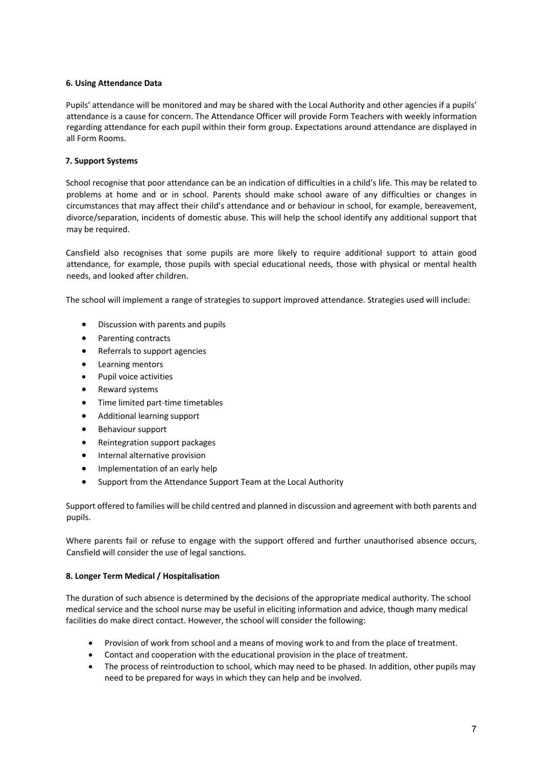**6. Using Attendance Data**

Pupils' attendance will be monitored and may be shared with the Local Authority and other agencies if a pupils' attendance is a cause for concern. The Attendance Officer will provide Form Teachers with weekly information regarding attendance for each pupil within their form group. Expectations around attendance are displayed in all Form Rooms.

**7. Support Systems**

School recognise that poor attendance can be an indication of difficulties in a child's life. This may be related to problems at home and or in school. Parents should make school aware of any difficulties or changes in circumstances that may affect their child's attendance and or behaviour in school, for example, bereavement, divorce/separation, incidents of domestic abuse. This will help the school identify any additional support that may be required.

Cansfield also recognises that some pupils are more likely to require additional support to attain good attendance, for example, those pupils with special educational needs, those with physical or mental health needs, and looked after children.

The school will implement a range of strategies to support improved attendance. Strategies used will include:

- Discussion with parents and pupils
- Parenting contracts
- Referrals to support agencies
- Learning mentors
- Pupil voice activities
- Reward systems
- Time limited part-time timetables
- Additional learning support
- Behaviour support
- Reintegration support packages
- Internal alternative provision
- Implementation of an early help
- Support from the Attendance Support Team at the Local Authority

Support offered to families will be child centred and planned in discussion and agreement with both parents and pupils.

Where parents fail or refuse to engage with the support offered and further unauthorised absence occurs, Cansfield will consider the use of legal sanctions.

**8. Longer Term Medical / Hospitalisation**

The duration of such absence is determined by the decisions of the appropriate medical authority. The school medical service and the school nurse may be useful in eliciting information and advice, though many medical facilities do make direct contact. However, the school will consider the following:

- Provision of work from school and a means of moving work to and from the place of treatment.
- Contact and cooperation with the educational provision in the place of treatment.
- The process of reintroduction to school, which may need to be phased. In addition, other pupils may need to be prepared for ways in which they can help and be involved.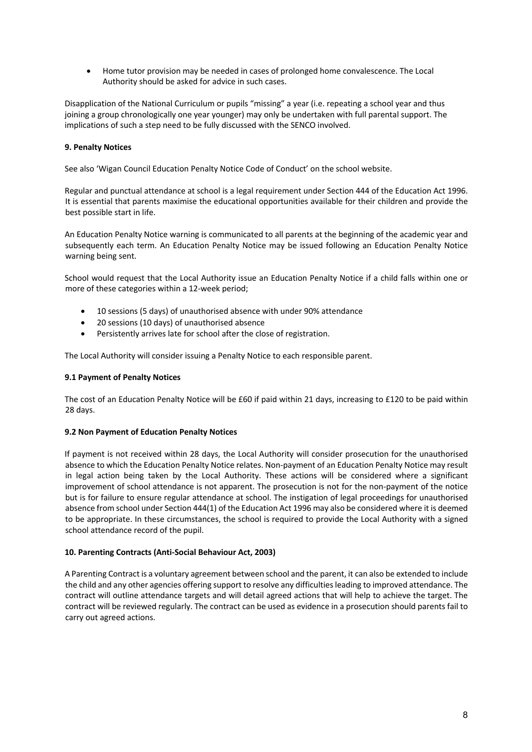- Home tutor provision may be needed in cases of prolonged home convalescence. The Local Authority should be asked for advice in such cases.

Disapplication of the National Curriculum or pupils "missing" a year (i.e. repeating a school year and thus joining a group chronologically one year younger) may only be undertaken with full parental support. The implications of such a step need to be fully discussed with the SENCO involved.

**9. Penalty Notices**

See also 'Wigan Council Education Penalty Notice Code of Conduct' on the school website.

Regular and punctual attendance at school is a legal requirement under Section 444 of the Education Act 1996. It is essential that parents maximise the educational opportunities available for their children and provide the best possible start in life.

An Education Penalty Notice warning is communicated to all parents at the beginning of the academic year and subsequently each term. An Education Penalty Notice may be issued following an Education Penalty Notice warning being sent.

School would request that the Local Authority issue an Education Penalty Notice if a child falls within one or more of these categories within a 12-week period;

- 10 sessions (5 days) of unauthorised absence with under 90% attendance
- 20 sessions (10 days) of unauthorised absence
- Persistently arrives late for school after the close of registration.

The Local Authority will consider issuing a Penalty Notice to each responsible parent.

**9.1 Payment of Penalty Notices**

The cost of an Education Penalty Notice will be £60 if paid within 21 days, increasing to £120 to be paid within 28 days.

**9.2 Non Payment of Education Penalty Notices**

If payment is not received within 28 days, the Local Authority will consider prosecution for the unauthorised absence to which the Education Penalty Notice relates. Non-payment of an Education Penalty Notice may result in legal action being taken by the Local Authority. These actions will be considered where a significant improvement of school attendance is not apparent. The prosecution is not for the non-payment of the notice but is for failure to ensure regular attendance at school. The instigation of legal proceedings for unauthorised absence from school under Section 444(1) of the Education Act 1996 may also be considered where it is deemed to be appropriate. In these circumstances, the school is required to provide the Local Authority with a signed school attendance record of the pupil.

**10. Parenting Contracts (Anti-Social Behaviour Act, 2003)**

A Parenting Contract is a voluntary agreement between school and the parent, it can also be extended to include the child and any other agencies offering support to resolve any difficulties leading to improved attendance. The contract will outline attendance targets and will detail agreed actions that will help to achieve the target. The contract will be reviewed regularly. The contract can be used as evidence in a prosecution should parents fail to carry out agreed actions.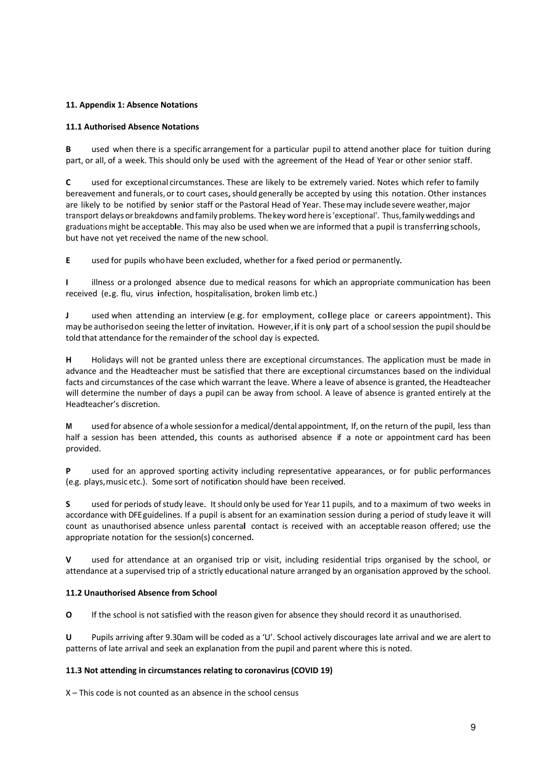### 11. Appendix 1: Absence Notations

#### 11.1 Authorised Absence Notations

**B** used when there is a specific arrangement for a particular pupil to attend another place for tuition during part, or all, of a week. This should only be used with the agreement of the Head of Year or other senior staff.

**C** used for exceptional circumstances. These are likely to be extremely varied. Notes which refer to family bereavement and funerals, or to court cases, should generally be accepted by using this notation. Other instances are likely to be notified by senior staff or the Pastoral Head of Year. These may include severe weather, major transport delays or breakdowns and family problems. The key word here is 'exceptional'. Thus, family weddings and graduations might be acceptable. This may also be used when we are informed that a pupil is transferring schools, but have not yet received the name of the new school.

**E** used for pupils who have been excluded, whether for a fixed period or permanently.

**I** illness or a prolonged absence due to medical reasons for which an appropriate communication has been received (e.g. flu, virus infection, hospitalisation, broken limb etc.)

**J** used when attending an interview (e.g. for employment, college place or careers appointment). This may be authorised on seeing the letter of invitation. However, if it is only part of a school session the pupil should be told that attendance for the remainder of the school day is expected.

**H** Holidays will not be granted unless there are exceptional circumstances. The application must be made in advance and the Headteacher must be satisfied that there are exceptional circumstances based on the individual facts and circumstances of the case which warrant the leave. Where a leave of absence is granted, the Headteacher will determine the number of days a pupil can be away from school. A leave of absence is granted entirely at the Headteacher's discretion.

**M** used for absence of a whole session for a medical/dental appointment, If, on the return of the pupil, less than half a session has been attended, this counts as authorised absence if a note or appointment card has been provided.

**P** used for an approved sporting activity including representative appearances, or for public performances (e.g. plays, music etc.). Some sort of notification should have been received.

**S** used for periods of study leave. It should only be used for Year 11 pupils, and to a maximum of two weeks in accordance with DFE guidelines. If a pupil is absent for an examination session during a period of study leave it will count as unauthorised absence unless parental contact is received with an acceptable reason offered; use the appropriate notation for the session(s) concerned.

**V** used for attendance at an organised trip or visit, including residential trips organised by the school, or attendance at a supervised trip of a strictly educational nature arranged by an organisation approved by the school.

#### 11.2 Unauthorised Absence from School

**O** If the school is not satisfied with the reason given for absence they should record it as unauthorised.

**U** Pupils arriving after 9.30am will be coded as a 'U'. School actively discourages late arrival and we are alert to patterns of late arrival and seek an explanation from the pupil and parent where this is noted.

#### 11.3 Not attending in circumstances relating to coronavirus (COVID 19)

X – This code is not counted as an absence in the school census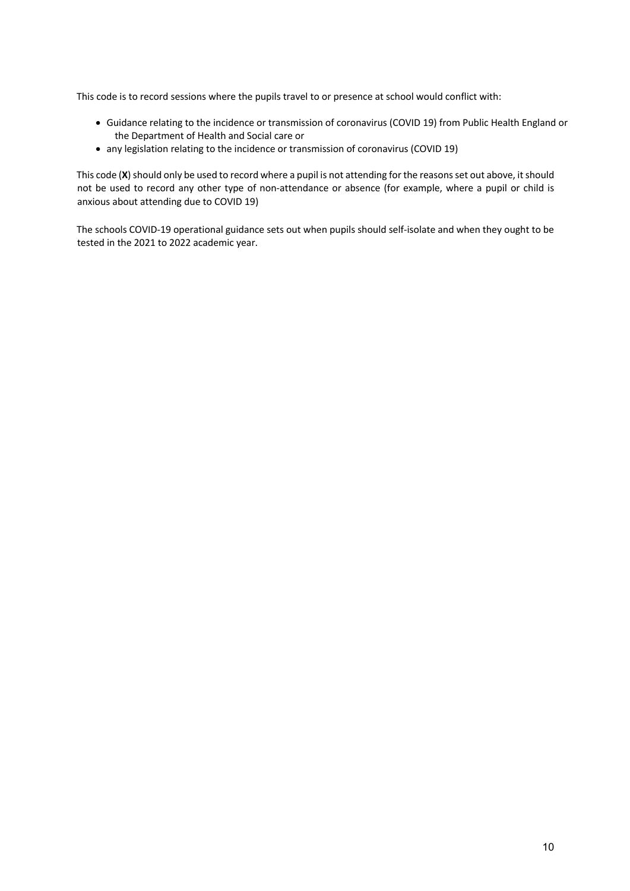This code is to record sessions where the pupils travel to or presence at school would conflict with:

- Guidance relating to the incidence or transmission of coronavirus (COVID 19) from Public Health England or the Department of Health and Social care or
- any legislation relating to the incidence or transmission of coronavirus (COVID 19)

This code (**X**) should only be used to record where a pupil is not attending for the reasons set out above, it should not be used to record any other type of non-attendance or absence (for example, where a pupil or child is anxious about attending due to COVID 19)

The schools COVID-19 operational guidance sets out when pupils should self-isolate and when they ought to be tested in the 2021 to 2022 academic year.